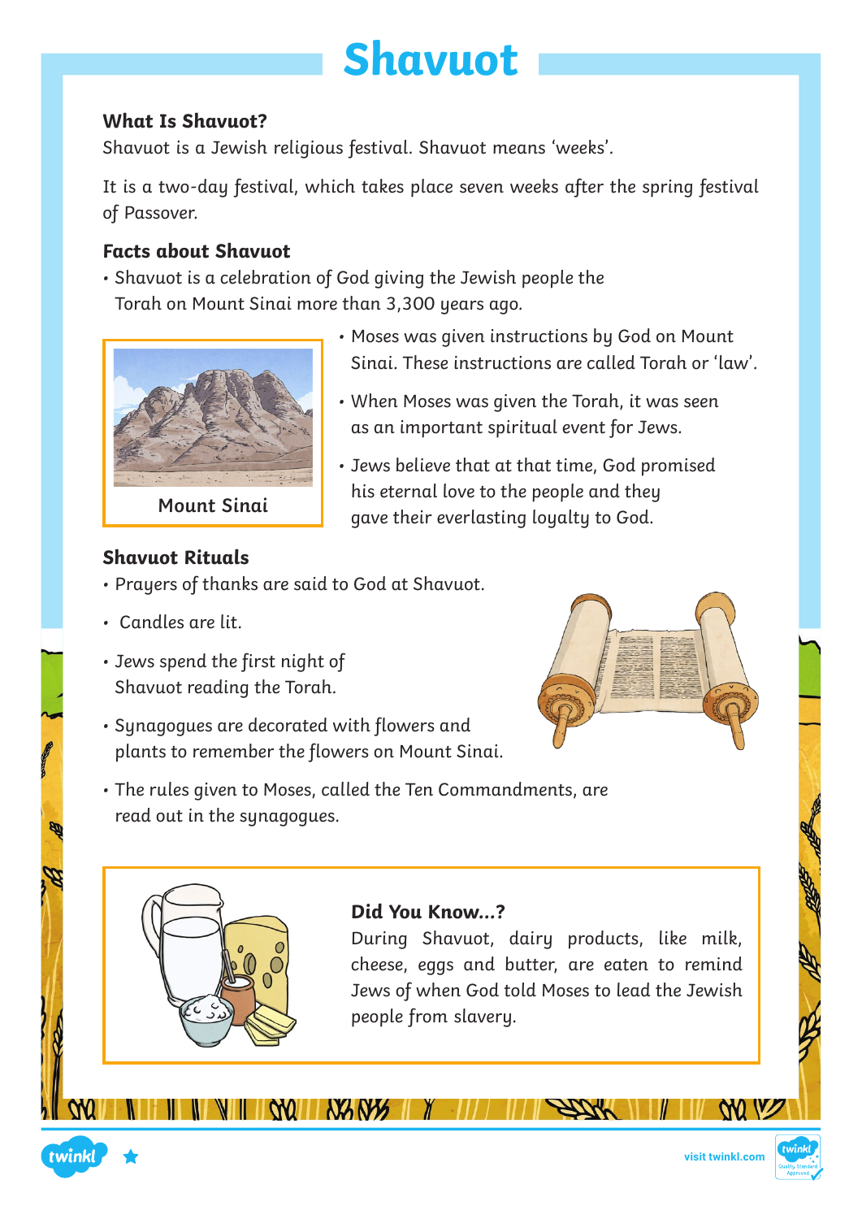# Shavuot

### What Is Shavuot?

Shavuot is a Jewish religious festival. Shavuot means 'weeks'.

It is a two-day festival, which takes place seven weeks after the spring festival of Passover.

### Facts about Shavuot

- Shavuot is a celebration of God giving the Jewish people the Torah on Mount Sinai more than 3,300 years ago.

Mount Sinai

- Moses was given instructions by God on Mount Sinai. These instructions are called Torah or 'law'.
- When Moses was given the Torah, it was seen as an important spiritual event for Jews.
- Jews believe that at that time, God promised his eternal love to the people and they gave their everlasting loyalty to God.

### Shavuot Rituals

- Prayers of thanks are said to God at Shavuot.
- Candles are lit.
- Jews spend the first night of Shavuot reading the Torah.
- Synagogues are decorated with flowers and plants to remember the flowers on Mount Sinai.
- The rules given to Moses, called the Ten Commandments, are read out in the synagogues.

### Did You Know...?

During Shavuot, dairy products, like milk, cheese, eggs and butter, are eaten to remind Jews of when God told Moses to lead the Jewish people from slavery.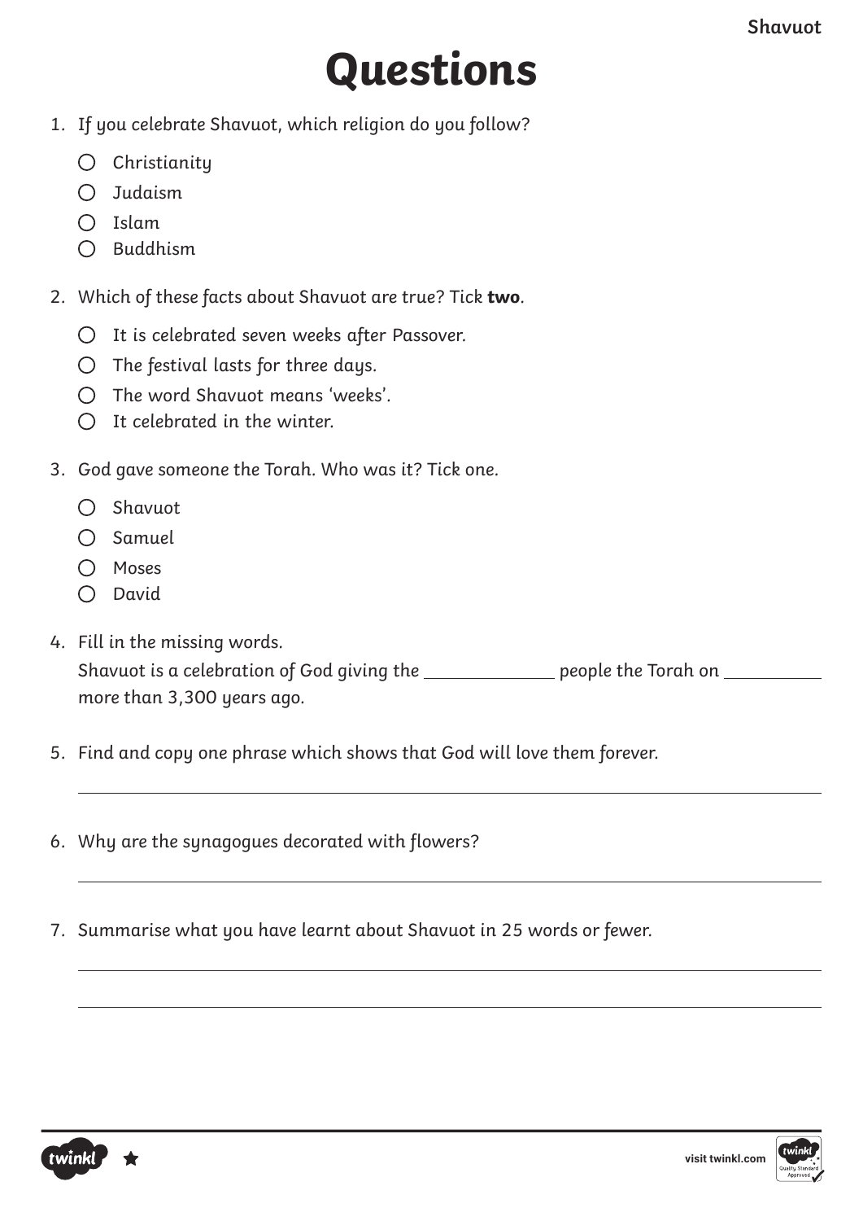# Questions

1. If you celebrate Shavuot, which religion do you follow?
   - ○ Christianity
   - ○ Judaism
   - ○ Islam
   - ○ Buddhism

2. Which of these facts about Shavuot are true? Tick **two**.
   - ○ It is celebrated seven weeks after Passover.
   - ○ The festival lasts for three days.
   - ○ The word Shavuot means 'weeks'.
   - ○ It celebrated in the winter.

3. God gave someone the Torah. Who was it? Tick one.
   - ○ Shavuot
   - ○ Samuel
   - ○ Moses
   - ○ David

4. Fill in the missing words.
   Shavuot is a celebration of God giving the ____________ people the Torah on __________ more than 3,300 years ago.

5. Find and copy one phrase which shows that God will love them forever.

   ______________________________________________

6. Why are the synagogues decorated with flowers?

   ______________________________________________

7. Summarise what you have learnt about Shavuot in 25 words or fewer.

   ______________________________________________

   ______________________________________________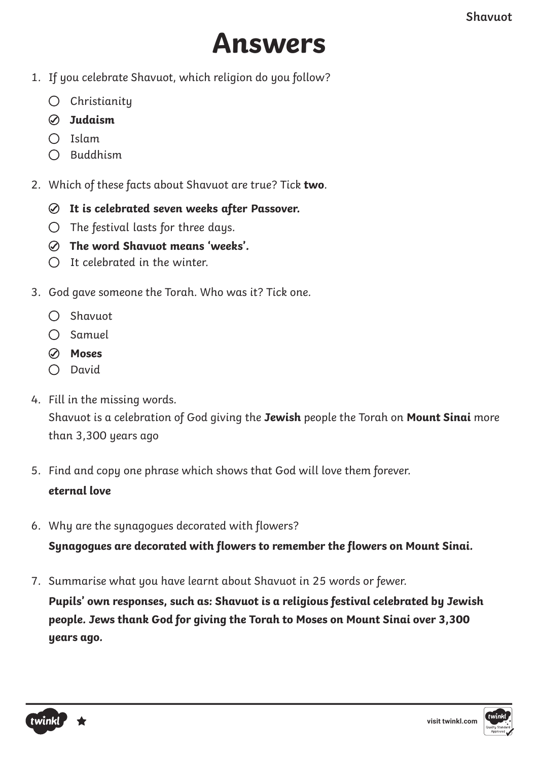# Answers

1. *If you celebrate Shavuot, which religion do you follow?*
   - ○ Christianity
   - ⊘ **Judaism**
   - ○ Islam
   - ○ Buddhism

2. *Which of these facts about Shavuot are true? Tick* ***two***.
   - ⊘ **It is celebrated seven weeks after Passover.**
   - ○ The festival lasts for three days.
   - ⊘ **The word Shavuot means 'weeks'.**
   - ○ It celebrated in the winter.

3. *God gave someone the Torah. Who was it? Tick one.*
   - ○ Shavuot
   - ○ Samuel
   - ⊘ **Moses**
   - ○ David

4. *Fill in the missing words.*

   Shavuot is a celebration of God giving the **Jewish** people the Torah on **Mount Sinai** more than 3,300 years ago

5. *Find and copy one phrase which shows that God will love them forever.*

   ***eternal love***

6. *Why are the synagogues decorated with flowers?*

   ***Synagogues are decorated with flowers to remember the flowers on Mount Sinai.***

7. *Summarise what you have learnt about Shavuot in 25 words or fewer.*

   ***Pupils' own responses, such as: Shavuot is a religious festival celebrated by Jewish people. Jews thank God for giving the Torah to Moses on Mount Sinai over 3,300 years ago.***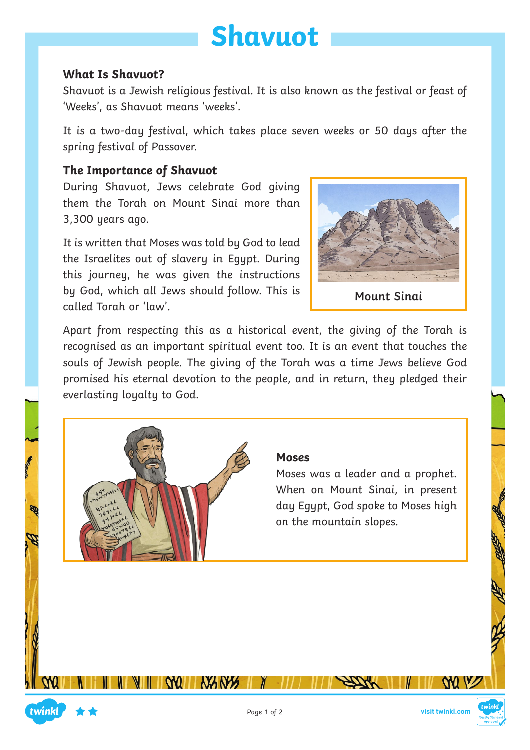# Shavuot

### What Is Shavuot?

Shavuot is a Jewish religious festival. It is also known as the festival or feast of 'Weeks', as Shavuot means 'weeks'.

It is a two-day festival, which takes place seven weeks or 50 days after the spring festival of Passover.

### The Importance of Shavuot

During Shavuot, Jews celebrate God giving them the Torah on Mount Sinai more than 3,300 years ago.

It is written that Moses was told by God to lead the Israelites out of slavery in Egypt. During this journey, he was given the instructions by God, which all Jews should follow. This is called Torah or 'law'.

Mount Sinai

Apart from respecting this as a historical event, the giving of the Torah is recognised as an important spiritual event too. It is an event that touches the souls of Jewish people. The giving of the Torah was a time Jews believe God promised his eternal devotion to the people, and in return, they pledged their everlasting loyalty to God.

**Moses**

Moses was a leader and a prophet. When on Mount Sinai, in present day Egypt, God spoke to Moses high on the mountain slopes.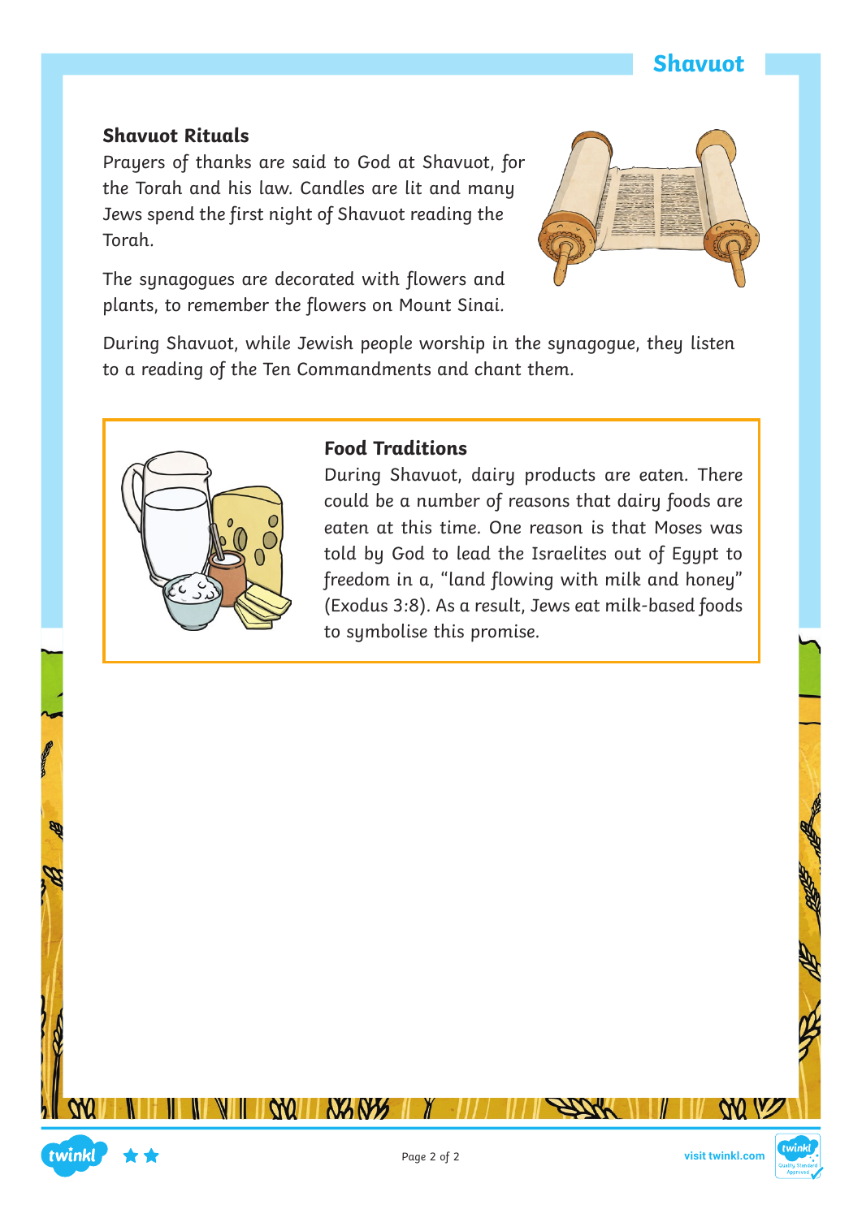## Shavuot Rituals

Prayers of thanks are said to God at Shavuot, for the Torah and his law. Candles are lit and many Jews spend the first night of Shavuot reading the Torah.

The synagogues are decorated with flowers and plants, to remember the flowers on Mount Sinai.

During Shavuot, while Jewish people worship in the synagogue, they listen to a reading of the Ten Commandments and chant them.

## Food Traditions

During Shavuot, dairy products are eaten. There could be a number of reasons that dairy foods are eaten at this time. One reason is that Moses was told by God to lead the Israelites out of Egypt to freedom in a, "land flowing with milk and honey" (Exodus 3:8). As a result, Jews eat milk-based foods to symbolise this promise.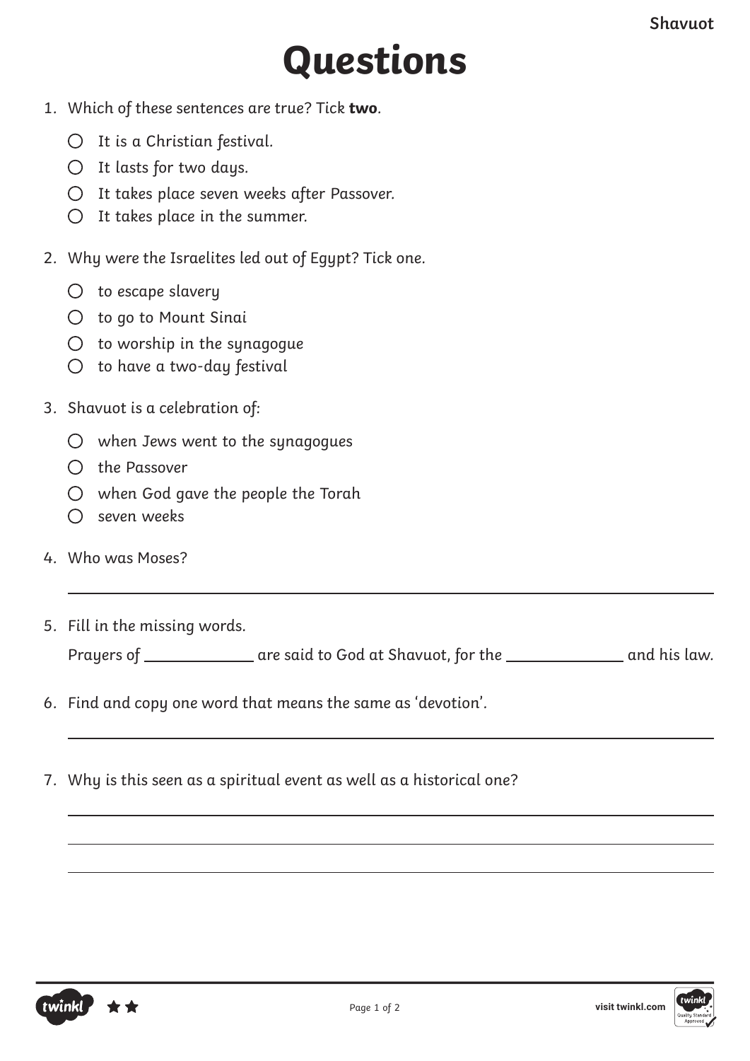# Questions

1. Which of these sentences are true? Tick **two**.
   - ○ It is a Christian festival.
   - ○ It lasts for two days.
   - ○ It takes place seven weeks after Passover.
   - ○ It takes place in the summer.

2. Why were the Israelites led out of Egypt? Tick one.
   - ○ to escape slavery
   - ○ to go to Mount Sinai
   - ○ to worship in the synagogue
   - ○ to have a two-day festival

3. Shavuot is a celebration of:
   - ○ when Jews went to the synagogues
   - ○ the Passover
   - ○ when God gave the people the Torah
   - ○ seven weeks

4. Who was Moses?

   ______________________________________________

5. Fill in the missing words.

   Prayers of ____________ are said to God at Shavuot, for the ____________ and his law.

6. Find and copy one word that means the same as 'devotion'.

   ______________________________________________

7. Why is this seen as a spiritual event as well as a historical one?

   ______________________________________________

   ______________________________________________

   ______________________________________________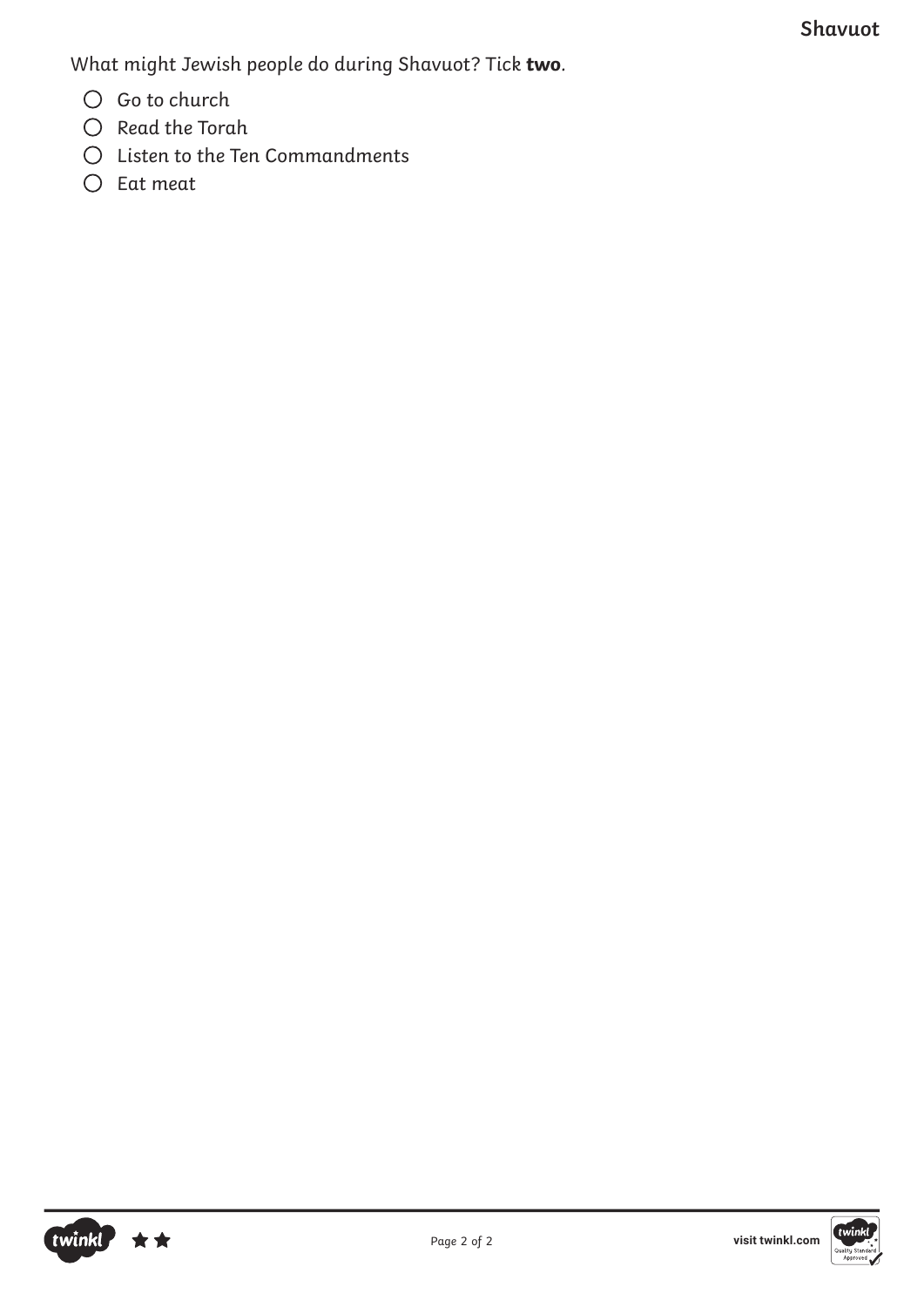What might Jewish people do during Shavuot? Tick **two**.

- ○ Go to church
- ○ Read the Torah
- ○ Listen to the Ten Commandments
- ○ Eat meat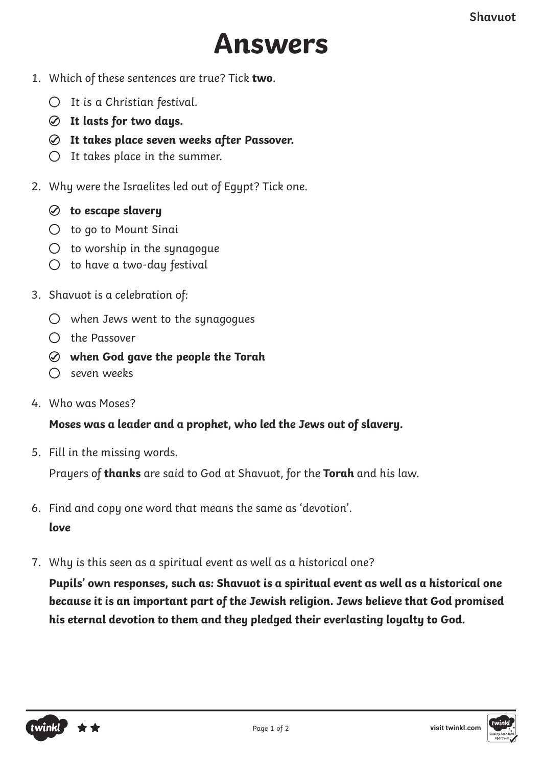# Answers

1. Which of these sentences are true? Tick **two**.
   - ○ It is a Christian festival.
   - ✓ **It lasts for two days.**
   - ✓ **It takes place seven weeks after Passover.**
   - ○ It takes place in the summer.

2. Why were the Israelites led out of Egypt? Tick one.
   - ✓ **to escape slavery**
   - ○ to go to Mount Sinai
   - ○ to worship in the synagogue
   - ○ to have a two-day festival

3. Shavuot is a celebration of:
   - ○ when Jews went to the synagogues
   - ○ the Passover
   - ✓ **when God gave the people the Torah**
   - ○ seven weeks

4. Who was Moses?

   **Moses was a leader and a prophet, who led the Jews out of slavery.**

5. Fill in the missing words.

   Prayers of **thanks** are said to God at Shavuot, for the **Torah** and his law.

6. Find and copy one word that means the same as 'devotion'.

   **love**

7. Why is this seen as a spiritual event as well as a historical one?

   **Pupils' own responses, such as: Shavuot is a spiritual event as well as a historical one because it is an important part of the Jewish religion. Jews believe that God promised his eternal devotion to them and they pledged their everlasting loyalty to God.**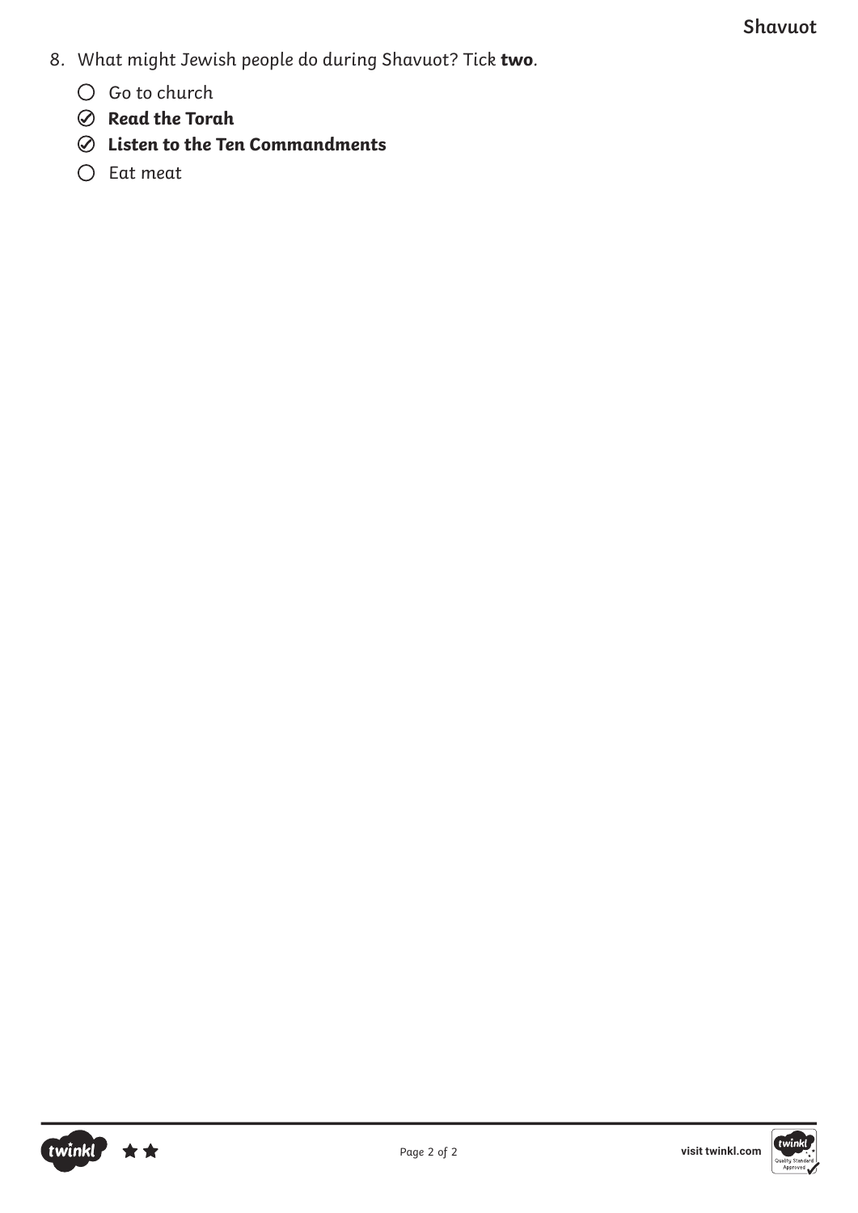8. What might Jewish people do during Shavuot? Tick **two**.

   - ○ Go to church
   - ⊘ ***Read the Torah***
   - ⊘ ***Listen to the Ten Commandments***
   - ○ Eat meat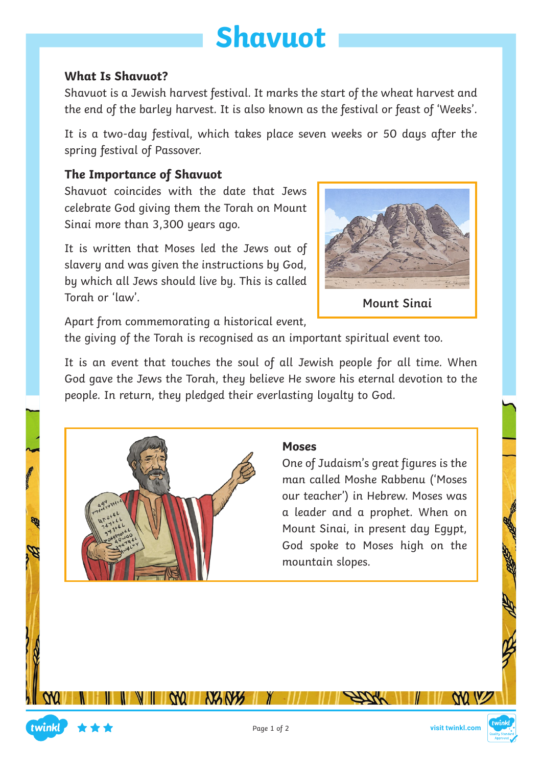# Shavuot

## What Is Shavuot?

Shavuot is a Jewish harvest festival. It marks the start of the wheat harvest and the end of the barley harvest. It is also known as the festival or feast of 'Weeks'.

It is a two-day festival, which takes place seven weeks or 50 days after the spring festival of Passover.

## The Importance of Shavuot

Shavuot coincides with the date that Jews celebrate God giving them the Torah on Mount Sinai more than 3,300 years ago.

It is written that Moses led the Jews out of slavery and was given the instructions by God, by which all Jews should live by. This is called Torah or 'law'.

Mount Sinai

Apart from commemorating a historical event, the giving of the Torah is recognised as an important spiritual event too.

It is an event that touches the soul of all Jewish people for all time. When God gave the Jews the Torah, they believe He swore his eternal devotion to the people. In return, they pledged their everlasting loyalty to God.

### Moses

One of Judaism's great figures is the man called Moshe Rabbenu ('Moses our teacher') in Hebrew. Moses was a leader and a prophet. When on Mount Sinai, in present day Egypt, God spoke to Moses high on the mountain slopes.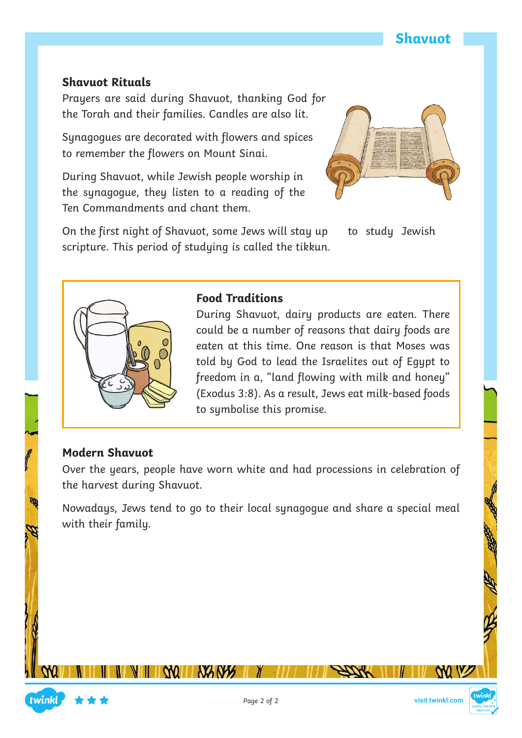## Shavuot Rituals

Prayers are said during Shavuot, thanking God for the Torah and their families. Candles are also lit.

Synagogues are decorated with flowers and spices to remember the flowers on Mount Sinai.

During Shavuot, while Jewish people worship in the synagogue, they listen to a reading of the Ten Commandments and chant them.

On the first night of Shavuot, some Jews will stay up to study Jewish scripture. This period of studying is called the tikkun.

## Food Traditions

During Shavuot, dairy products are eaten. There could be a number of reasons that dairy foods are eaten at this time. One reason is that Moses was told by God to lead the Israelites out of Egypt to freedom in a, "land flowing with milk and honey" (Exodus 3:8). As a result, Jews eat milk-based foods to symbolise this promise.

## Modern Shavuot

Over the years, people have worn white and had processions in celebration of the harvest during Shavuot.

Nowadays, Jews tend to go to their local synagogue and share a special meal with their family.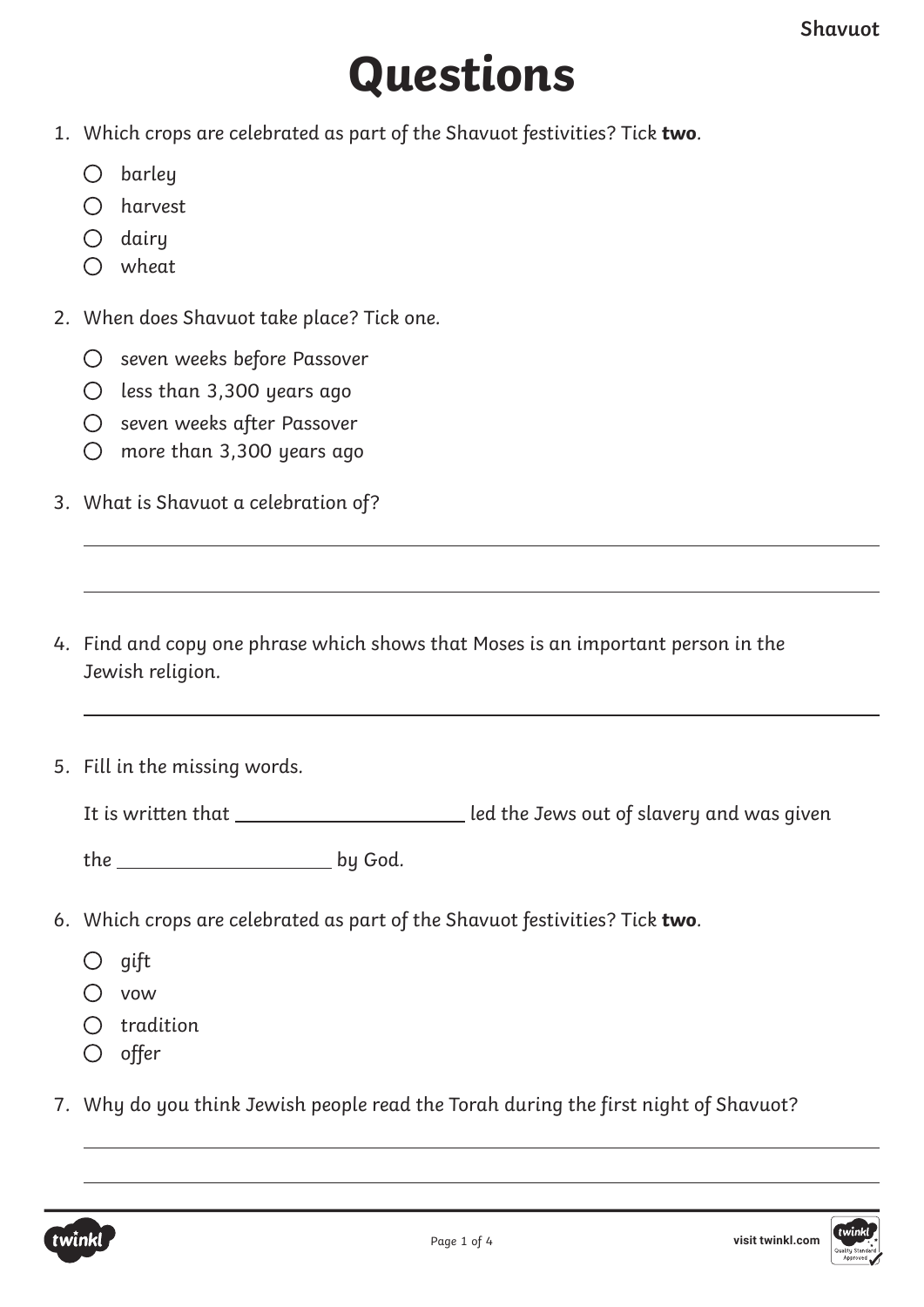# Questions

1. Which crops are celebrated as part of the Shavuot festivities? Tick **two**.

   - ○ barley
   - ○ harvest
   - ○ dairy
   - ○ wheat

2. When does Shavuot take place? Tick one.

   - ○ seven weeks before Passover
   - ○ less than 3,300 years ago
   - ○ seven weeks after Passover
   - ○ more than 3,300 years ago

3. What is Shavuot a celebration of?

   ______________________________________________

   ______________________________________________

4. Find and copy one phrase which shows that Moses is an important person in the Jewish religion.

   ______________________________________________

5. Fill in the missing words.

   It is written that ______________________ led the Jews out of slavery and was given the ____________________ by God.

6. Which crops are celebrated as part of the Shavuot festivities? Tick **two**.

   - ○ gift
   - ○ vow
   - ○ tradition
   - ○ offer

7. Why do you think Jewish people read the Torah during the first night of Shavuot?

   ______________________________________________

   ______________________________________________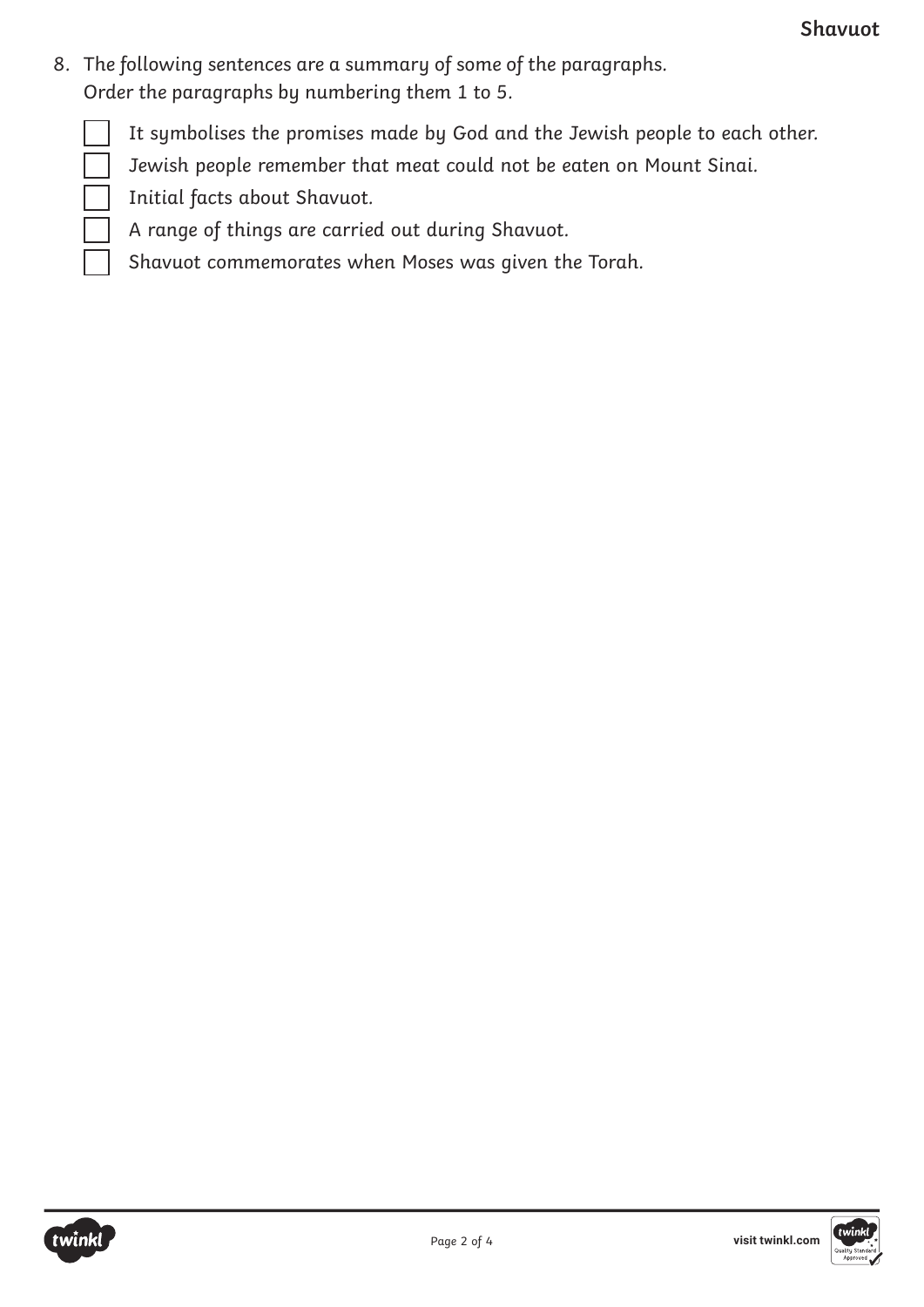8. The following sentences are a summary of some of the paragraphs.
   Order the paragraphs by numbering them 1 to 5.

- [ ] It symbolises the promises made by God and the Jewish people to each other.
- [ ] Jewish people remember that meat could not be eaten on Mount Sinai.
- [ ] Initial facts about Shavuot.
- [ ] A range of things are carried out during Shavuot.
- [ ] Shavuot commemorates when Moses was given the Torah.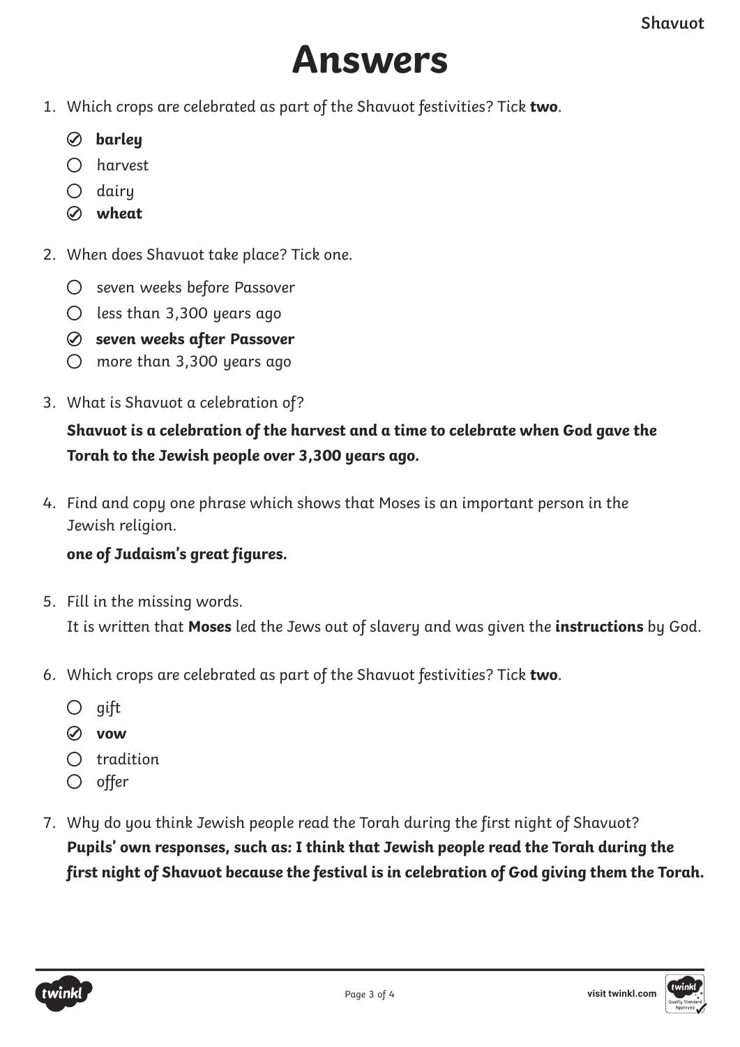# Answers

1. Which crops are celebrated as part of the Shavuot festivities? Tick **two**.
   - ☑ **barley**
   - ☐ harvest
   - ☐ dairy
   - ☑ **wheat**

2. When does Shavuot take place? Tick one.
   - ☐ seven weeks before Passover
   - ☐ less than 3,300 years ago
   - ☑ **seven weeks after Passover**
   - ☐ more than 3,300 years ago

3. What is Shavuot a celebration of?

   ***Shavuot is a celebration of the harvest and a time to celebrate when God gave the Torah to the Jewish people over 3,300 years ago.***

4. Find and copy one phrase which shows that Moses is an important person in the Jewish religion.

   ***one of Judaism's great figures.***

5. Fill in the missing words.

   It is written that **Moses** led the Jews out of slavery and was given the **instructions** by God.

6. Which crops are celebrated as part of the Shavuot festivities? Tick **two**.
   - ☐ gift
   - ☑ **vow**
   - ☐ tradition
   - ☐ offer

7. Why do you think Jewish people read the Torah during the first night of Shavuot?

   ***Pupils' own responses, such as: I think that Jewish people read the Torah during the first night of Shavuot because the festival is in celebration of God giving them the Torah.***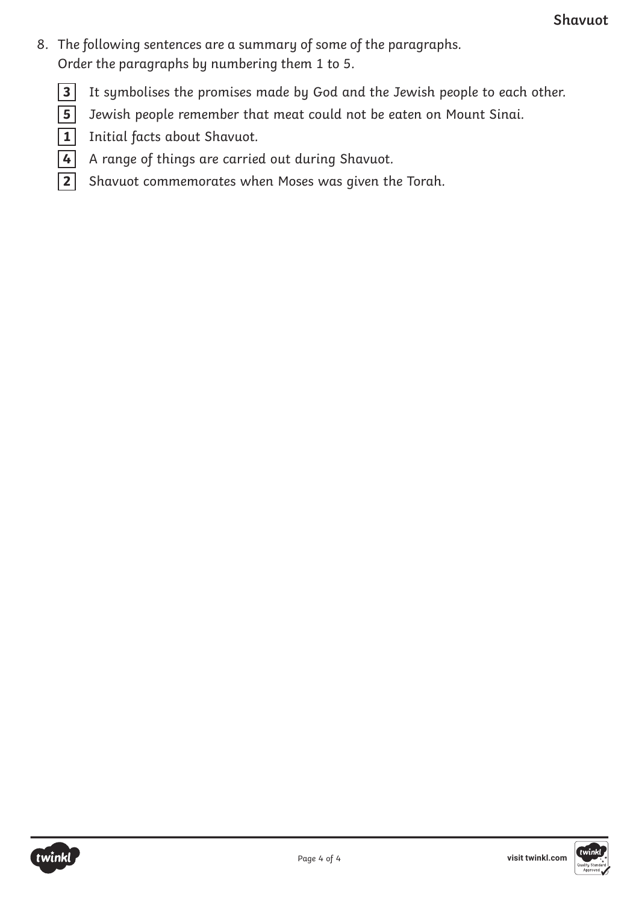8. The following sentences are a summary of some of the paragraphs.
   Order the paragraphs by numbering them 1 to 5.

   **3** It symbolises the promises made by God and the Jewish people to each other.

   **5** Jewish people remember that meat could not be eaten on Mount Sinai.

   **1** Initial facts about Shavuot.

   **4** A range of things are carried out during Shavuot.

   **2** Shavuot commemorates when Moses was given the Torah.